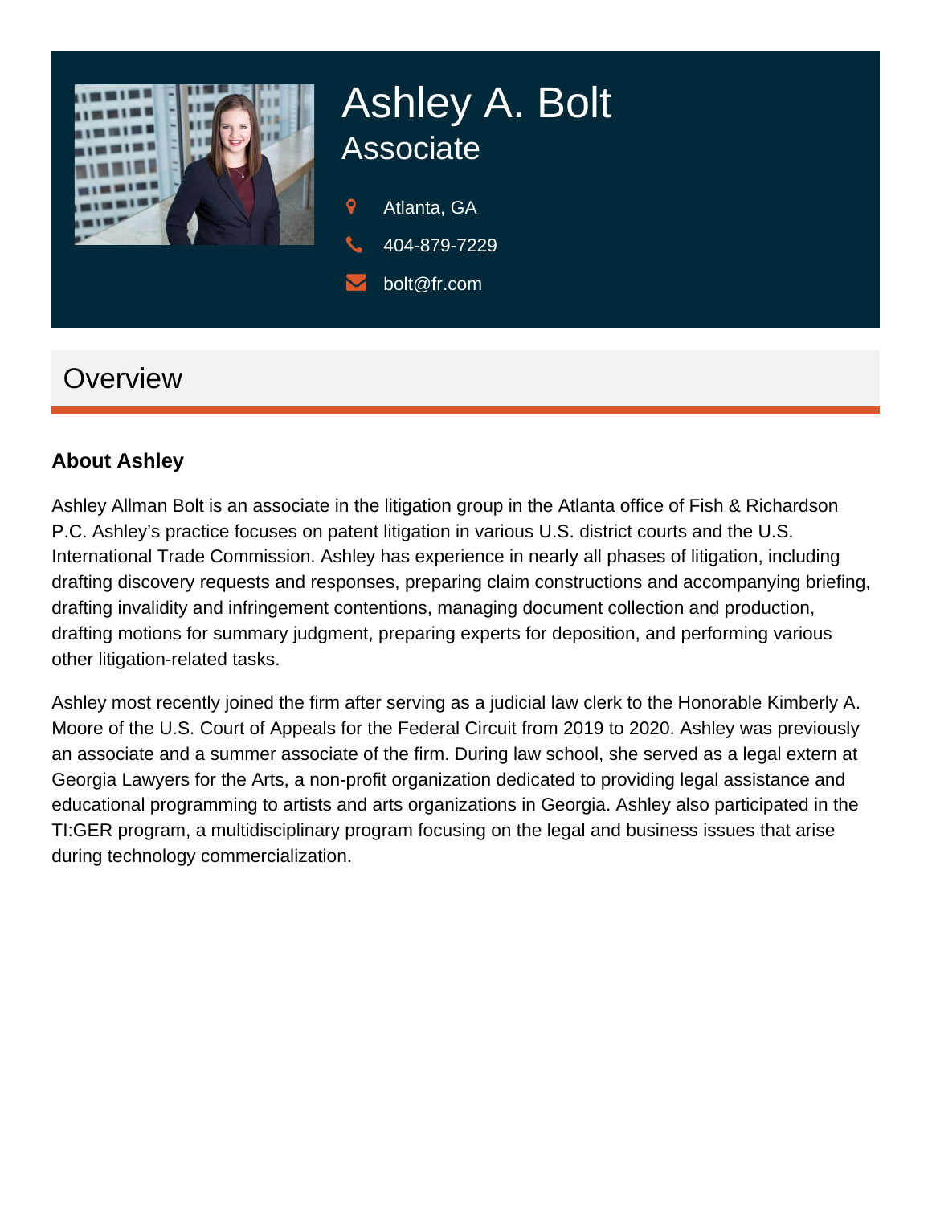# Ashley A. Bolt

## Associate

Atlanta, GA

404-879-7229

bolt@fr.com

## Overview

### About Ashley

Ashley Allman Bolt is an associate in the litigation group in the Atlanta office of Fish & Richardson P.C. Ashley's practice focuses on patent litigation in various U.S. district courts and the U.S. International Trade Commission. Ashley has experience in nearly all phases of litigation, including drafting discovery requests and responses, preparing claim constructions and accompanying briefing, drafting invalidity and infringement contentions, managing document collection and production, drafting motions for summary judgment, preparing experts for deposition, and performing various other litigation-related tasks.

Ashley most recently joined the firm after serving as a judicial law clerk to the Honorable Kimberly A. Moore of the U.S. Court of Appeals for the Federal Circuit from 2019 to 2020. Ashley was previously an associate and a summer associate of the firm. During law school, she served as a legal extern at Georgia Lawyers for the Arts, a non-profit organization dedicated to providing legal assistance and educational programming to artists and arts organizations in Georgia. Ashley also participated in the TI:GER program, a multidisciplinary program focusing on the legal and business issues that arise during technology commercialization.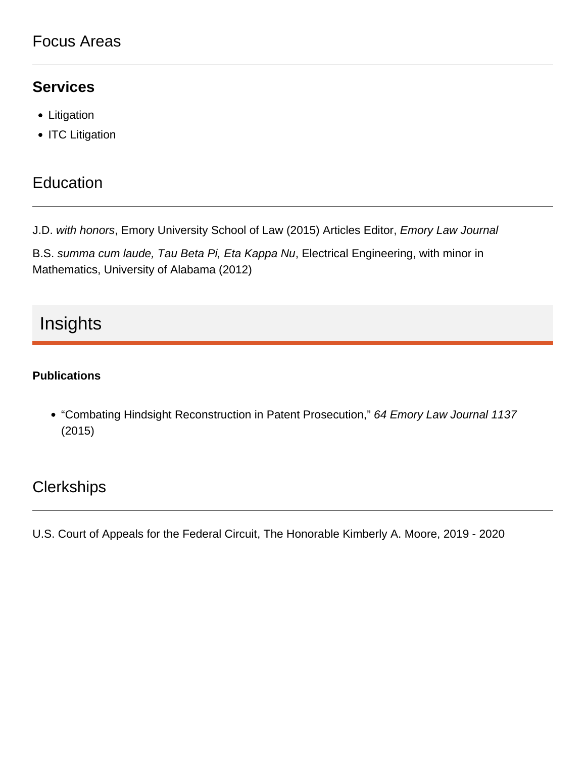## Focus Areas

### Services

- Litigation
- ITC Litigation

## Education

J.D. *with honors*, Emory University School of Law (2015) Articles Editor, *Emory Law Journal*

B.S. *summa cum laude, Tau Beta Pi, Eta Kappa Nu*, Electrical Engineering, with minor in Mathematics, University of Alabama (2012)

## Insights

#### Publications

- "Combating Hindsight Reconstruction in Patent Prosecution," *64 Emory Law Journal 1137* (2015)

## Clerkships

U.S. Court of Appeals for the Federal Circuit, The Honorable Kimberly A. Moore, 2019 - 2020